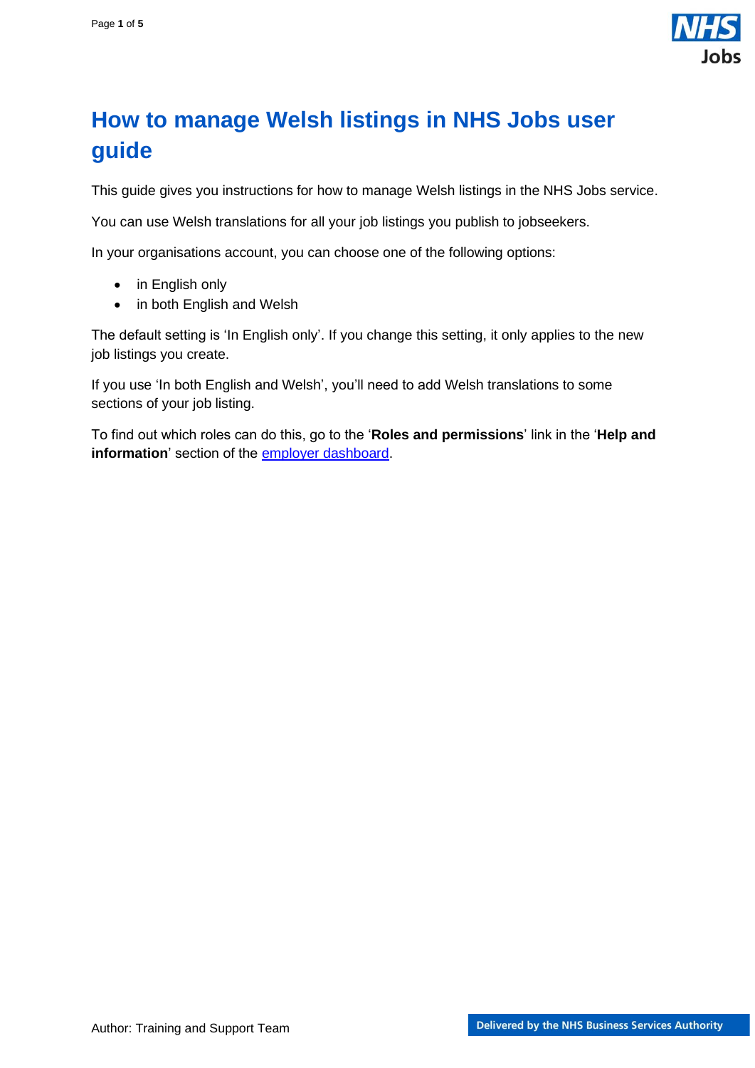# How to manage Welsh listings in NHS Jobs user guide

This guide gives you instructions for how to manage Welsh listings in the NHS Jobs service.

You can use Welsh translations for all your job listings you publish to jobseekers.

In your organisations account, you can choose one of the following options:

- in English only
- in both English and Welsh

The default setting is 'In English only'. If you change this setting, it only applies to the new job listings you create.

If you use 'In both English and Welsh', you'll need to add Welsh translations to some sections of your job listing.

To find out which roles can do this, go to the '**Roles and permissions**' link in the '**Help and information**' section of the employer dashboard.

Author: Training and Support Team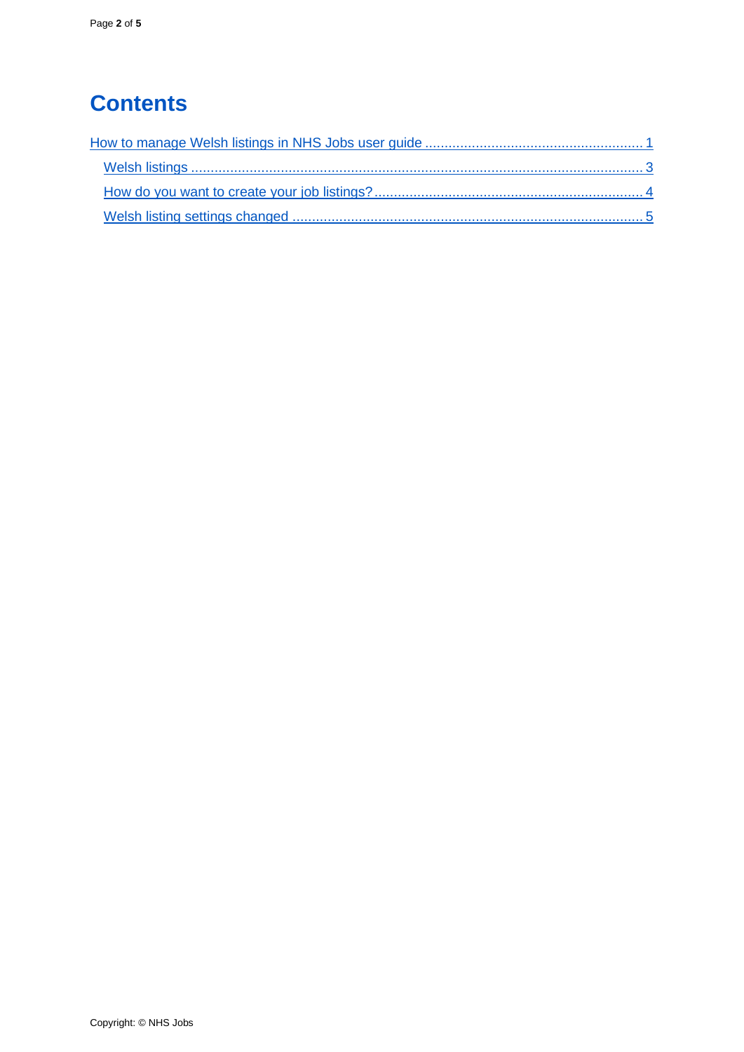# Contents

How to manage Welsh listings in NHS Jobs user guide ........................................................ 1

- Welsh listings .................................................................................................................. 3
- How do you want to create your job listings? ..................................................................... 4
- Welsh listing settings changed ......................................................................................... 5

Copyright: © NHS Jobs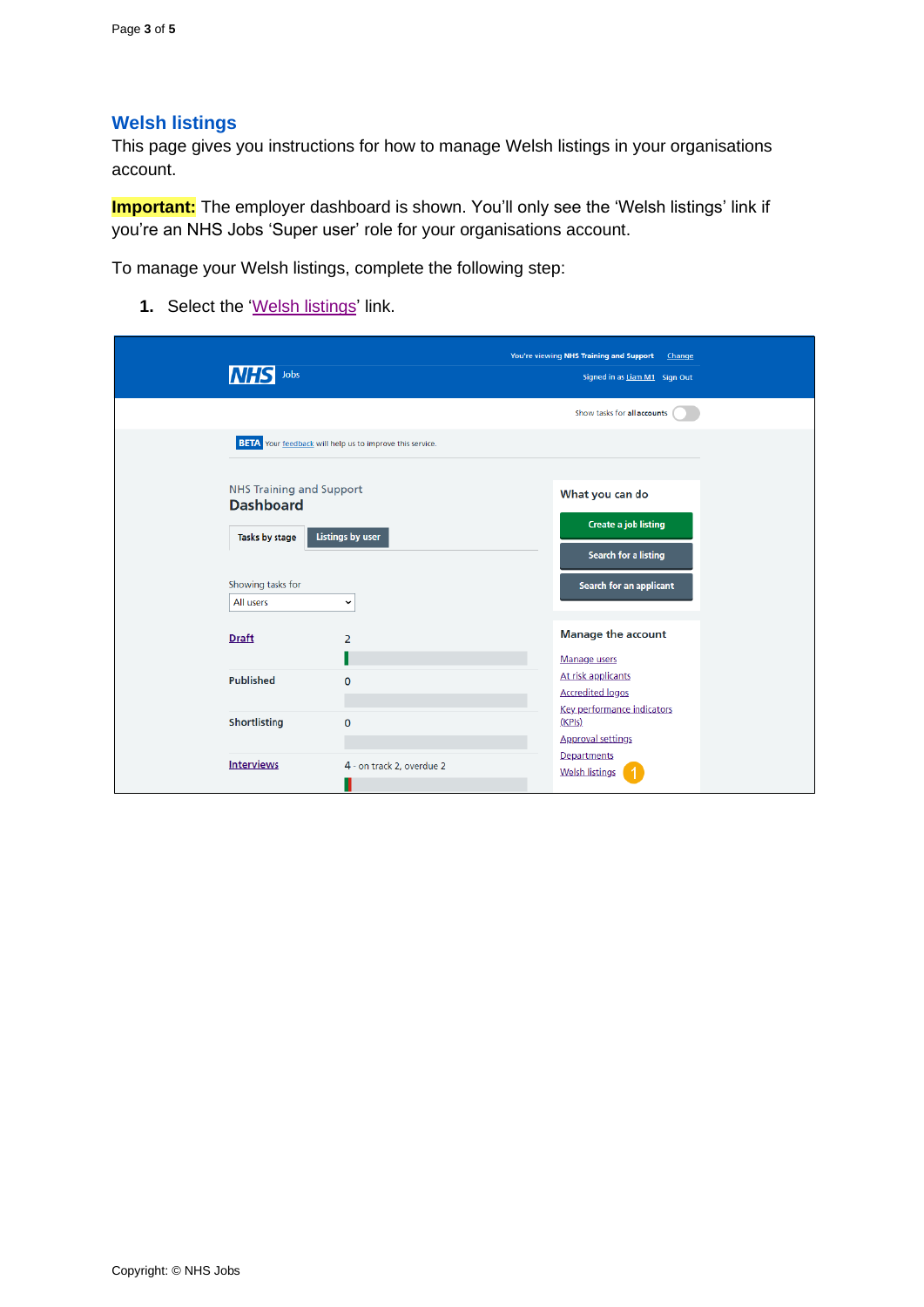## Welsh listings

This page gives you instructions for how to manage Welsh listings in your organisations account.

**Important:** The employer dashboard is shown. You'll only see the 'Welsh listings' link if you're an NHS Jobs 'Super user' role for your organisations account.

To manage your Welsh listings, complete the following step:

1. Select the 'Welsh listings' link.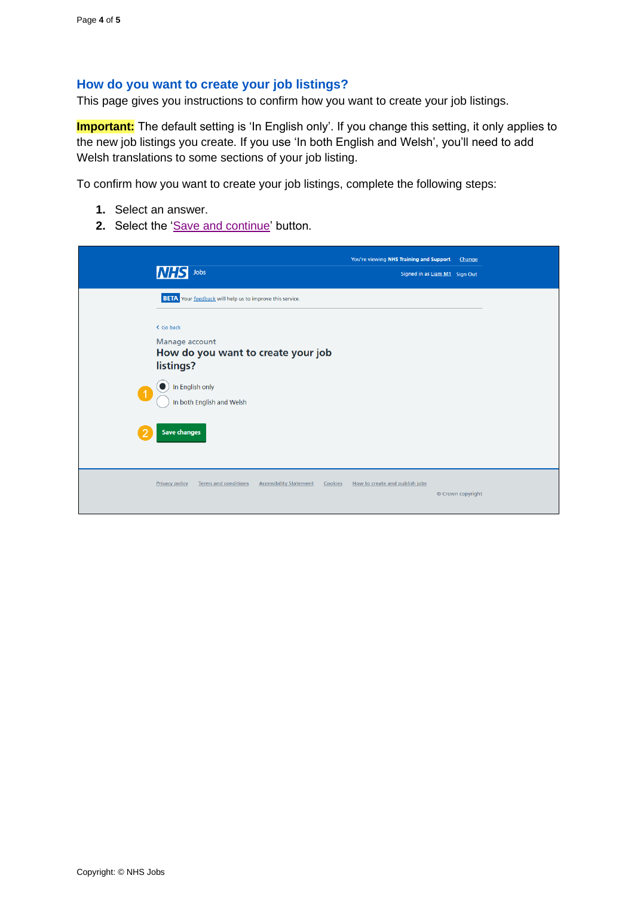## How do you want to create your job listings?

This page gives you instructions to confirm how you want to create your job listings.

**Important:** The default setting is 'In English only'. If you change this setting, it only applies to the new job listings you create. If you use 'In both English and Welsh', you'll need to add Welsh translations to some sections of your job listing.

To confirm how you want to create your job listings, complete the following steps:

1. Select an answer.
2. Select the 'Save and continue' button.

You're viewing NHS Training and Support Change

NHS Jobs

Signed in as Liam M1 Sign Out

BETA Your feedback will help us to improve this service.

< Go back

Manage account

How do you want to create your job listings?

1. In English only
   In both English and Welsh

2. Save changes

Privacy policy Terms and conditions Accessibility Statement Cookies How to create and publish jobs

© Crown copyright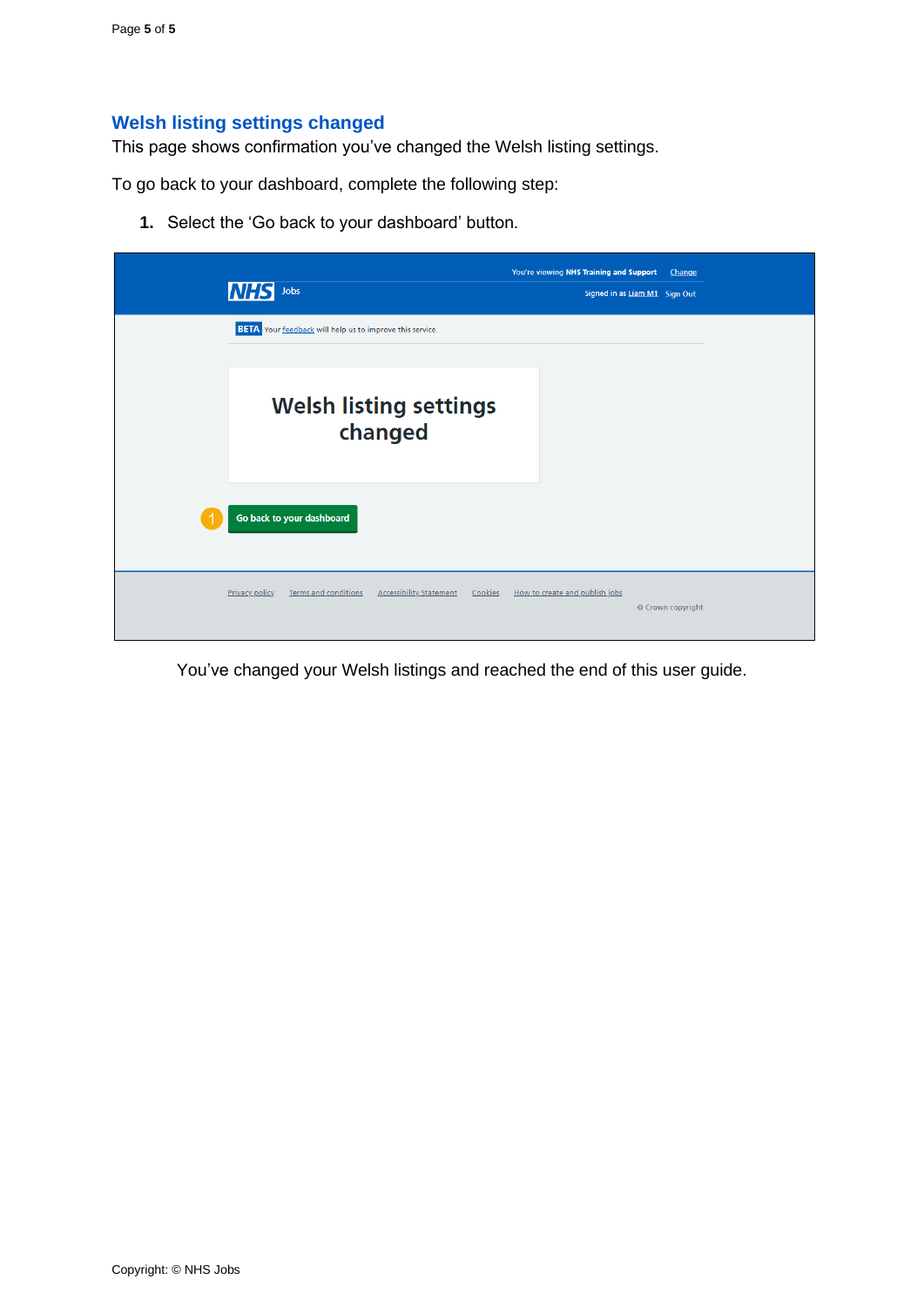## Welsh listing settings changed

This page shows confirmation you've changed the Welsh listing settings.

To go back to your dashboard, complete the following step:

1. Select the 'Go back to your dashboard' button.

You've changed your Welsh listings and reached the end of this user guide.